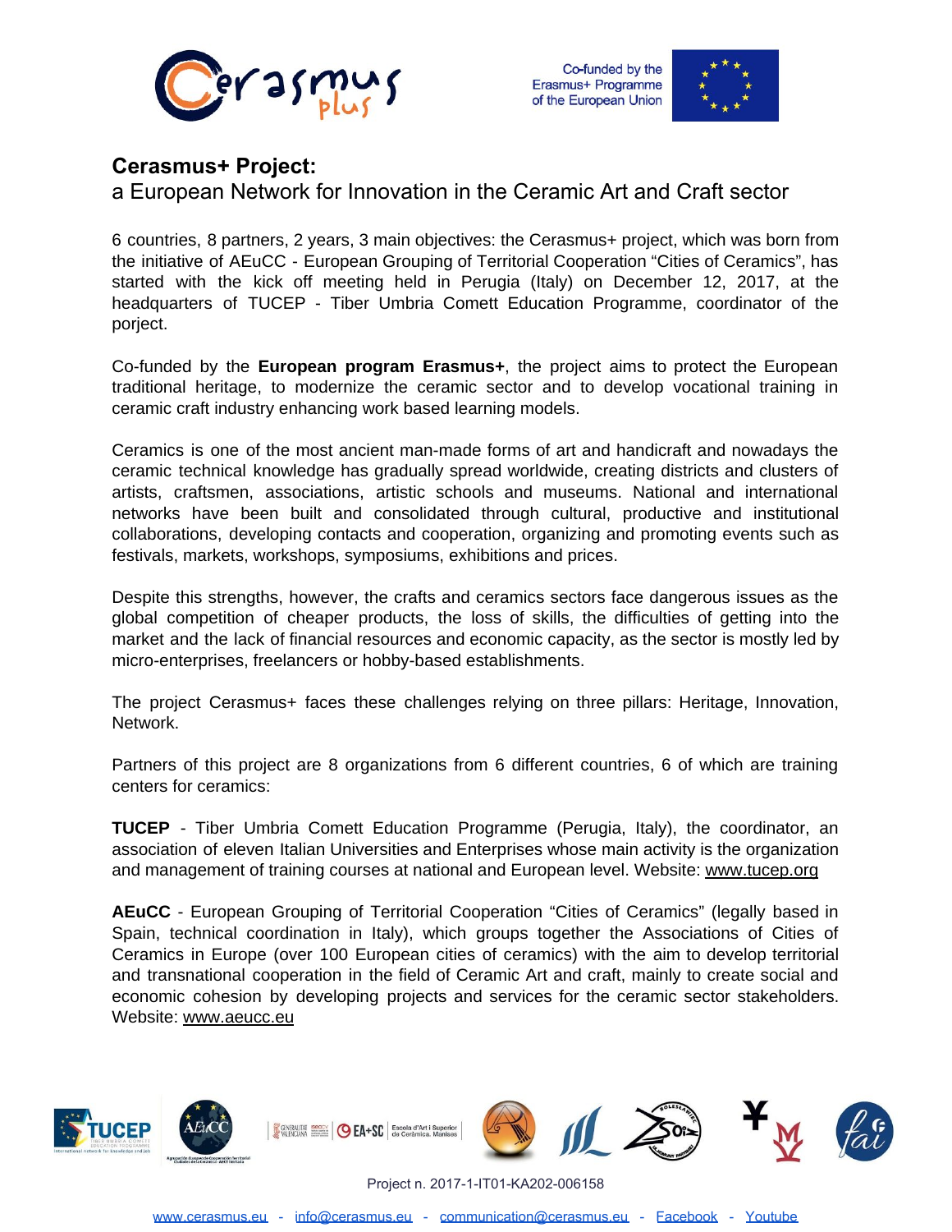## Cerasmus+ Project:

a European Network for Innovation in the Ceramic Art and Craft sector

6 countries, 8 partners, 2 years, 3 main objectives: the Cerasmus+ project, which was born from the initiative of AEuCC - European Grouping of Territorial Cooperation “Cities of Ceramics”, has started with the kick off meeting held in Perugia (Italy) on December 12, 2017, at the headquarters of TUCEP - Tiber Umbria Comett Education Programme, coordinator of the porject.

Co-funded by the **European program Erasmus+**, the project aims to protect the European traditional heritage, to modernize the ceramic sector and to develop vocational training in ceramic craft industry enhancing work based learning models.

Ceramics is one of the most ancient man-made forms of art and handicraft and nowadays the ceramic technical knowledge has gradually spread worldwide, creating districts and clusters of artists, craftsmen, associations, artistic schools and museums. National and international networks have been built and consolidated through cultural, productive and institutional collaborations, developing contacts and cooperation, organizing and promoting events such as festivals, markets, workshops, symposiums, exhibitions and prices.

Despite this strengths, however, the crafts and ceramics sectors face dangerous issues as the global competition of cheaper products, the loss of skills, the difficulties of getting into the market and the lack of financial resources and economic capacity, as the sector is mostly led by micro-enterprises, freelancers or hobby-based establishments.

The project Cerasmus+ faces these challenges relying on three pillars: Heritage, Innovation, Network.

Partners of this project are 8 organizations from 6 different countries, 6 of which are training centers for ceramics:

**TUCEP** - Tiber Umbria Comett Education Programme (Perugia, Italy), the coordinator, an association of eleven Italian Universities and Enterprises whose main activity is the organization and management of training courses at national and European level. Website: www.tucep.org

**AEuCC** - European Grouping of Territorial Cooperation “Cities of Ceramics” (legally based in Spain, technical coordination in Italy), which groups together the Associations of Cities of Ceramics in Europe (over 100 European cities of ceramics) with the aim to develop territorial and transnational cooperation in the field of Ceramic Art and craft, mainly to create social and economic cohesion by developing projects and services for the ceramic sector stakeholders. Website: www.aeucc.eu

Project n. 2017-1-IT01-KA202-006158

www.cerasmus.eu - info@cerasmus.eu - communication@cerasmus.eu - Facebook - Youtube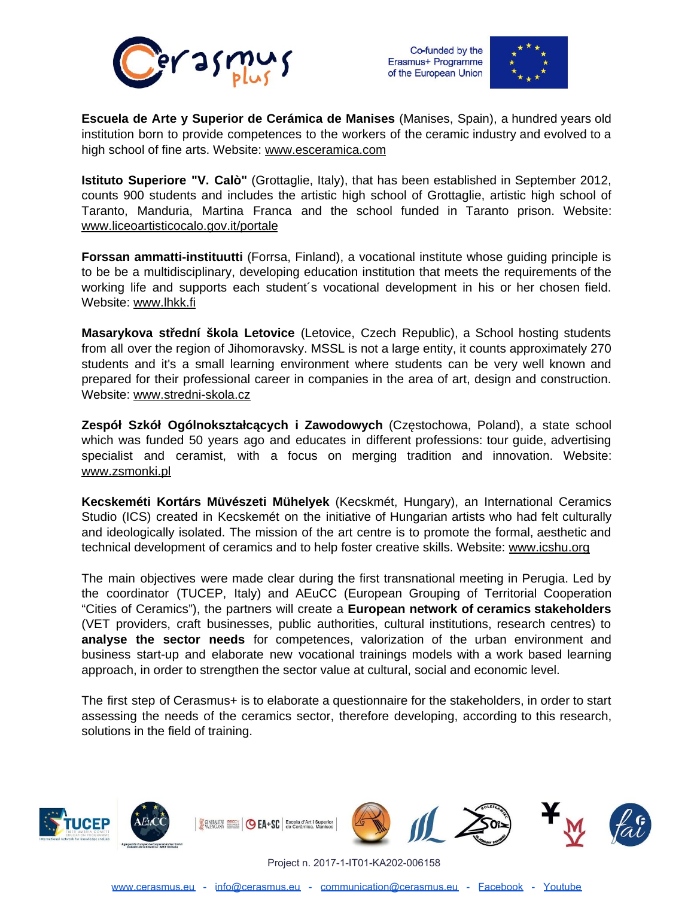**Escuela de Arte y Superior de Cerámica de Manises** (Manises, Spain), a hundred years old institution born to provide competences to the workers of the ceramic industry and evolved to a high school of fine arts. Website: www.esceramica.com

**Istituto Superiore "V. Calò"** (Grottaglie, Italy), that has been established in September 2012, counts 900 students and includes the artistic high school of Grottaglie, artistic high school of Taranto, Manduria, Martina Franca and the school funded in Taranto prison. Website: www.liceoartisticocalo.gov.it/portale

**Forssan ammatti-instituutti** (Forrsa, Finland), a vocational institute whose guiding principle is to be be a multidisciplinary, developing education institution that meets the requirements of the working life and supports each student´s vocational development in his or her chosen field. Website: www.lhkk.fi

**Masarykova střední škola Letovice** (Letovice, Czech Republic), a School hosting students from all over the region of Jihomoravsky. MSSL is not a large entity, it counts approximately 270 students and it's a small learning environment where students can be very well known and prepared for their professional career in companies in the area of art, design and construction. Website: www.stredni-skola.cz

**Zespół Szkół Ogólnokształcących i Zawodowych** (Częstochowa, Poland), a state school which was funded 50 years ago and educates in different professions: tour guide, advertising specialist and ceramist, with a focus on merging tradition and innovation. Website: www.zsmonki.pl

**Kecskeméti Kortárs Müvészeti Mühelyek** (Kecskmét, Hungary), an International Ceramics Studio (ICS) created in Kecskemét on the initiative of Hungarian artists who had felt culturally and ideologically isolated. The mission of the art centre is to promote the formal, aesthetic and technical development of ceramics and to help foster creative skills. Website: www.icshu.org

The main objectives were made clear during the first transnational meeting in Perugia. Led by the coordinator (TUCEP, Italy) and AEuCC (European Grouping of Territorial Cooperation "Cities of Ceramics"), the partners will create a **European network of ceramics stakeholders** (VET providers, craft businesses, public authorities, cultural institutions, research centres) to **analyse the sector needs** for competences, valorization of the urban environment and business start-up and elaborate new vocational trainings models with a work based learning approach, in order to strengthen the sector value at cultural, social and economic level.

The first step of Cerasmus+ is to elaborate a questionnaire for the stakeholders, in order to start assessing the needs of the ceramics sector, therefore developing, according to this research, solutions in the field of training.

Project n. 2017-1-IT01-KA202-006158

www.cerasmus.eu - info@cerasmus.eu - communication@cerasmus.eu - Facebook - Youtube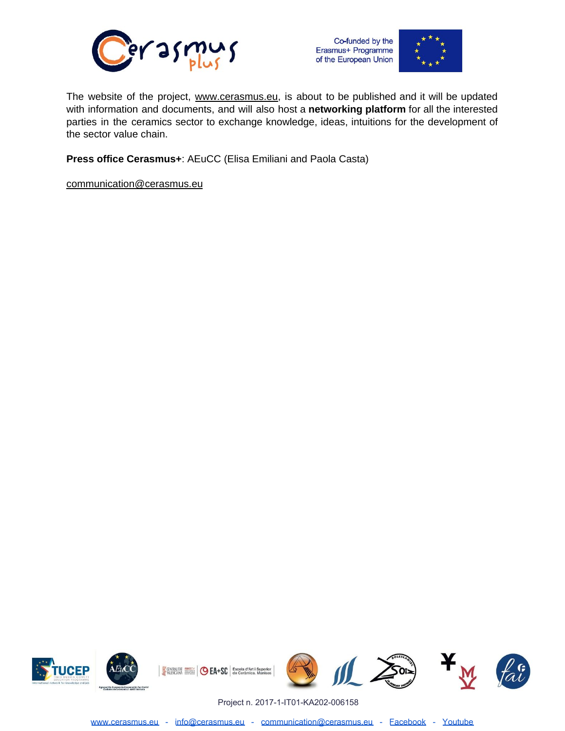The website of the project, www.cerasmus.eu, is about to be published and it will be updated with information and documents, and will also host a **networking platform** for all the interested parties in the ceramics sector to exchange knowledge, ideas, intuitions for the development of the sector value chain.

**Press office Cerasmus+**: AEuCC (Elisa Emiliani and Paola Casta)

communication@cerasmus.eu